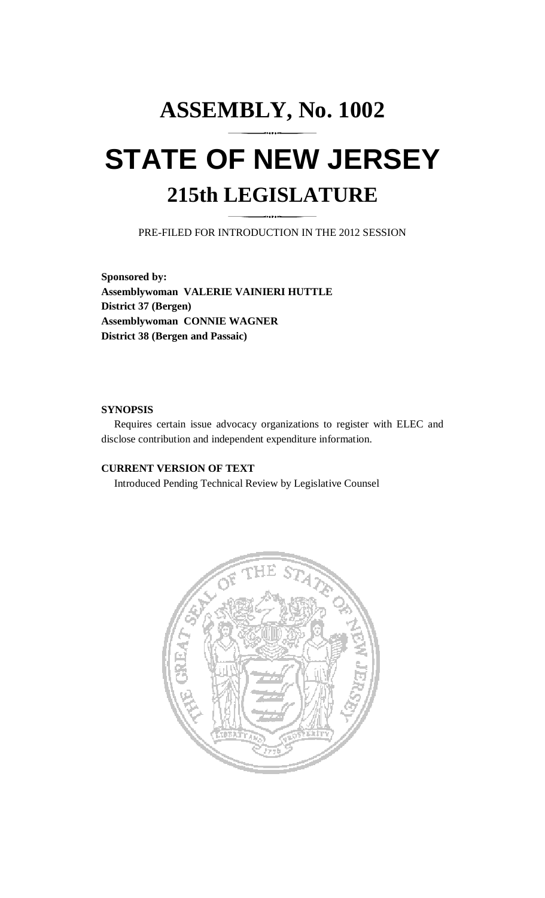# ASSEMBLY, No. 1002

# STATE OF NEW JERSEY

## 215th LEGISLATURE

PRE-FILED FOR INTRODUCTION IN THE 2012 SESSION

**Sponsored by:**
**Assemblywoman VALERIE VAINIERI HUTTLE**
**District 37 (Bergen)**
**Assemblywoman CONNIE WAGNER**
**District 38 (Bergen and Passaic)**

**SYNOPSIS**

Requires certain issue advocacy organizations to register with ELEC and disclose contribution and independent expenditure information.

**CURRENT VERSION OF TEXT**

Introduced Pending Technical Review by Legislative Counsel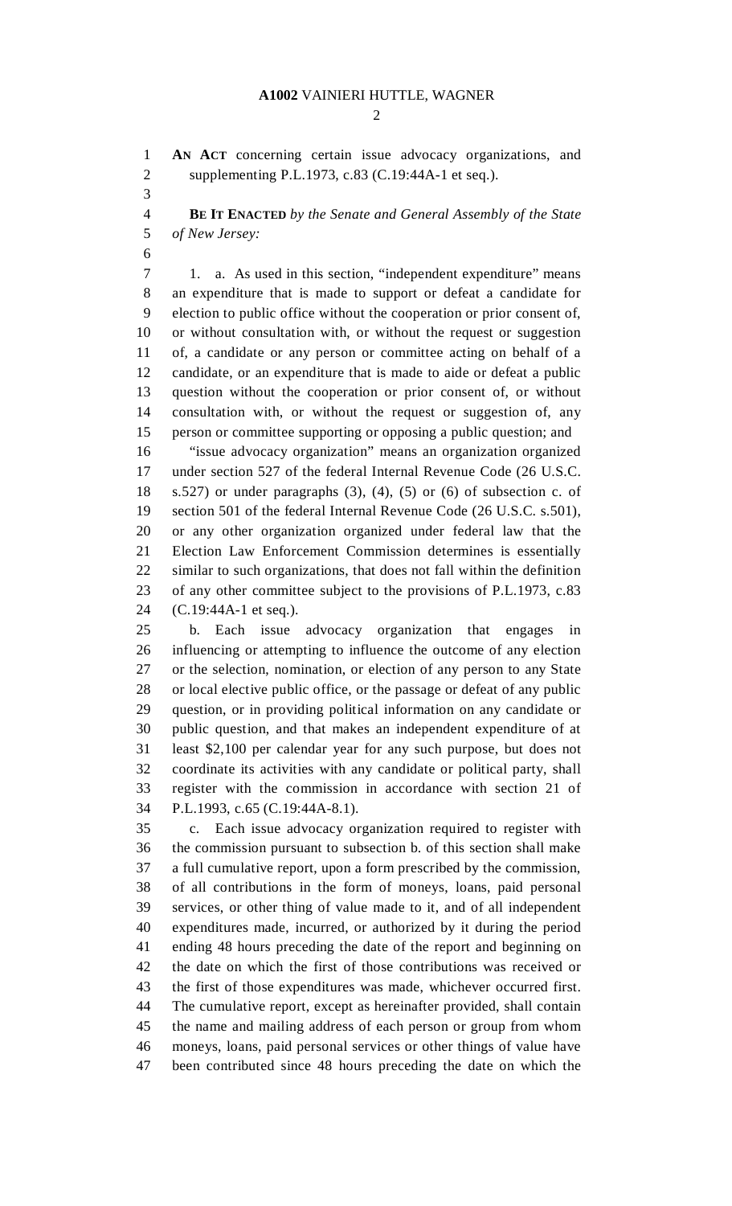**AN ACT** concerning certain issue advocacy organizations, and supplementing P.L.1973, c.83 (C.19:44A-1 et seq.).

**BE IT ENACTED** *by the Senate and General Assembly of the State of New Jersey:*

1. a. As used in this section, "independent expenditure" means an expenditure that is made to support or defeat a candidate for election to public office without the cooperation or prior consent of, or without consultation with, or without the request or suggestion of, a candidate or any person or committee acting on behalf of a candidate, or an expenditure that is made to aide or defeat a public question without the cooperation or prior consent of, or without consultation with, or without the request or suggestion of, any person or committee supporting or opposing a public question; and

"issue advocacy organization" means an organization organized under section 527 of the federal Internal Revenue Code (26 U.S.C. s.527) or under paragraphs (3), (4), (5) or (6) of subsection c. of section 501 of the federal Internal Revenue Code (26 U.S.C. s.501), or any other organization organized under federal law that the Election Law Enforcement Commission determines is essentially similar to such organizations, that does not fall within the definition of any other committee subject to the provisions of P.L.1973, c.83 (C.19:44A-1 et seq.).

b. Each issue advocacy organization that engages in influencing or attempting to influence the outcome of any election or the selection, nomination, or election of any person to any State or local elective public office, or the passage or defeat of any public question, or in providing political information on any candidate or public question, and that makes an independent expenditure of at least $2,100 per calendar year for any such purpose, but does not coordinate its activities with any candidate or political party, shall register with the commission in accordance with section 21 of P.L.1993, c.65 (C.19:44A-8.1).

c. Each issue advocacy organization required to register with the commission pursuant to subsection b. of this section shall make a full cumulative report, upon a form prescribed by the commission, of all contributions in the form of moneys, loans, paid personal services, or other thing of value made to it, and of all independent expenditures made, incurred, or authorized by it during the period ending 48 hours preceding the date of the report and beginning on the date on which the first of those contributions was received or the first of those expenditures was made, whichever occurred first. The cumulative report, except as hereinafter provided, shall contain the name and mailing address of each person or group from whom moneys, loans, paid personal services or other things of value have been contributed since 48 hours preceding the date on which the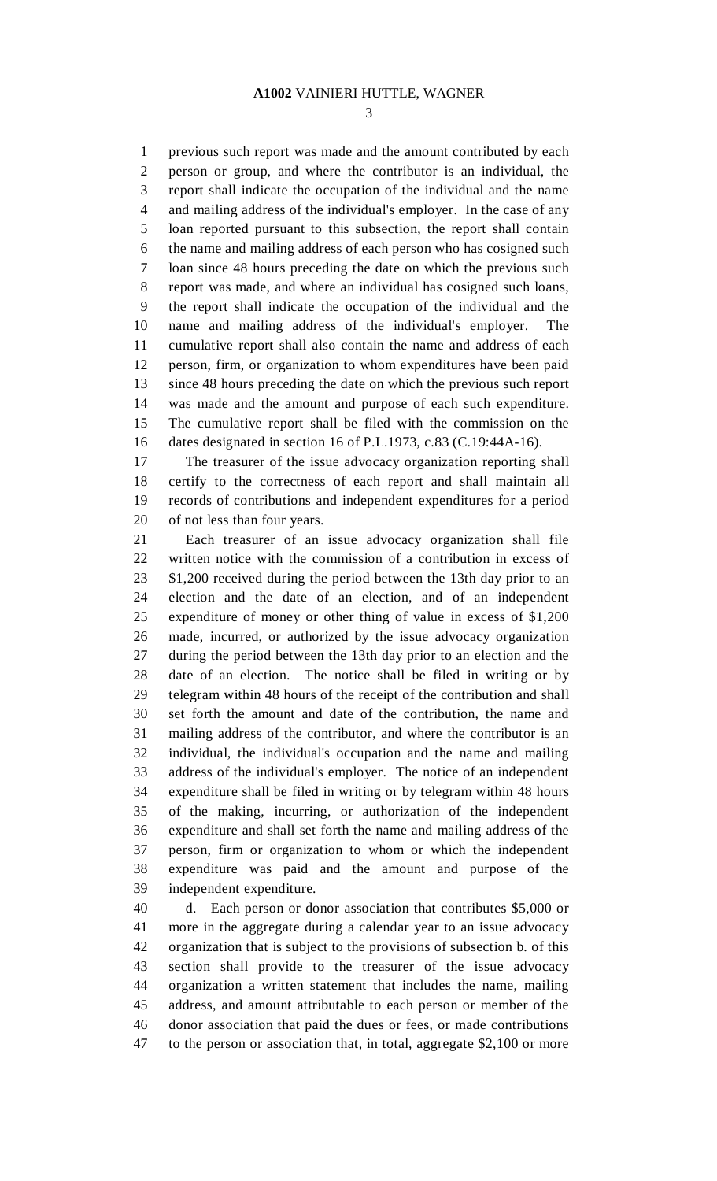previous such report was made and the amount contributed by each person or group, and where the contributor is an individual, the report shall indicate the occupation of the individual and the name and mailing address of the individual's employer. In the case of any loan reported pursuant to this subsection, the report shall contain the name and mailing address of each person who has cosigned such loan since 48 hours preceding the date on which the previous such report was made, and where an individual has cosigned such loans, the report shall indicate the occupation of the individual and the name and mailing address of the individual's employer. The cumulative report shall also contain the name and address of each person, firm, or organization to whom expenditures have been paid since 48 hours preceding the date on which the previous such report was made and the amount and purpose of each such expenditure. The cumulative report shall be filed with the commission on the dates designated in section 16 of P.L.1973, c.83 (C.19:44A-16).

The treasurer of the issue advocacy organization reporting shall certify to the correctness of each report and shall maintain all records of contributions and independent expenditures for a period of not less than four years.

Each treasurer of an issue advocacy organization shall file written notice with the commission of a contribution in excess of $1,200 received during the period between the 13th day prior to an election and the date of an election, and of an independent expenditure of money or other thing of value in excess of $1,200 made, incurred, or authorized by the issue advocacy organization during the period between the 13th day prior to an election and the date of an election. The notice shall be filed in writing or by telegram within 48 hours of the receipt of the contribution and shall set forth the amount and date of the contribution, the name and mailing address of the contributor, and where the contributor is an individual, the individual's occupation and the name and mailing address of the individual's employer. The notice of an independent expenditure shall be filed in writing or by telegram within 48 hours of the making, incurring, or authorization of the independent expenditure and shall set forth the name and mailing address of the person, firm or organization to whom or which the independent expenditure was paid and the amount and purpose of the independent expenditure.

d. Each person or donor association that contributes $5,000 or more in the aggregate during a calendar year to an issue advocacy organization that is subject to the provisions of subsection b. of this section shall provide to the treasurer of the issue advocacy organization a written statement that includes the name, mailing address, and amount attributable to each person or member of the donor association that paid the dues or fees, or made contributions to the person or association that, in total, aggregate $2,100 or more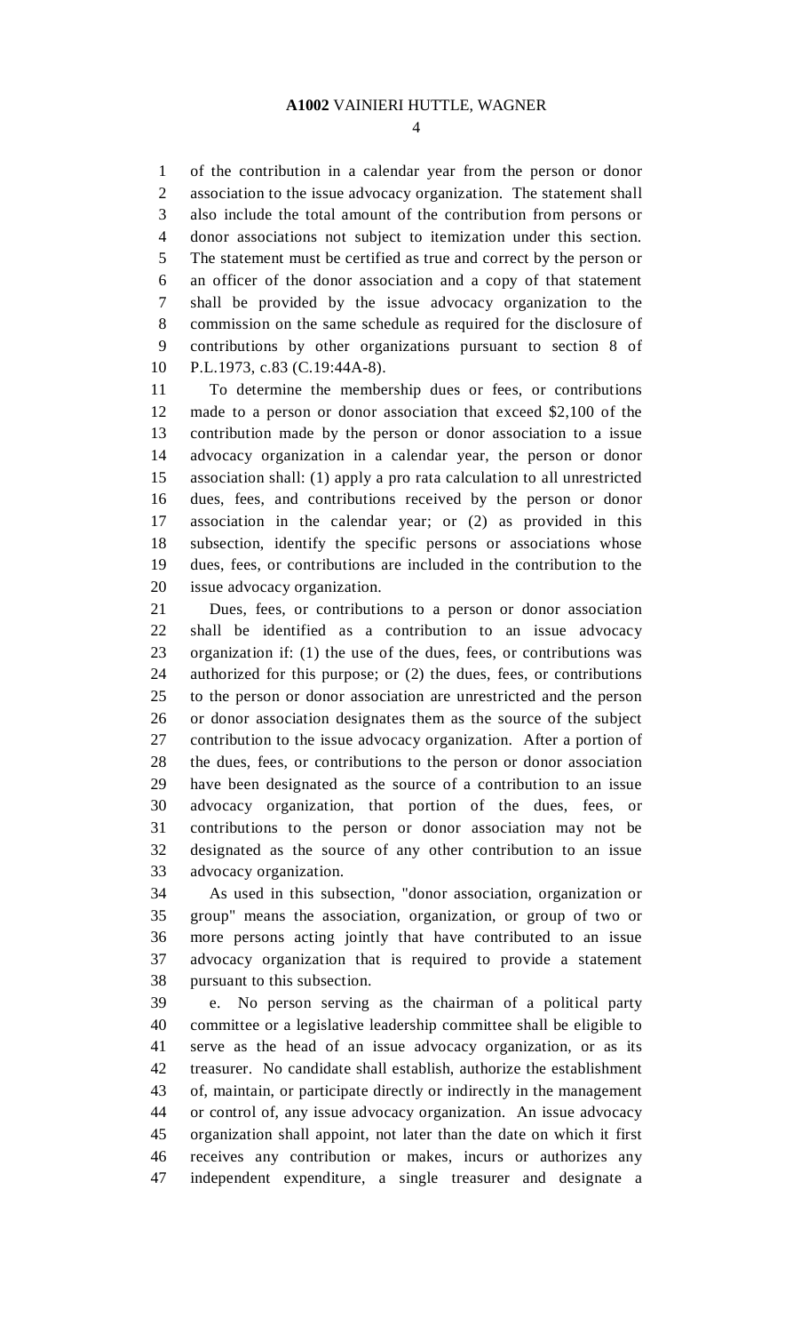of the contribution in a calendar year from the person or donor association to the issue advocacy organization. The statement shall also include the total amount of the contribution from persons or donor associations not subject to itemization under this section. The statement must be certified as true and correct by the person or an officer of the donor association and a copy of that statement shall be provided by the issue advocacy organization to the commission on the same schedule as required for the disclosure of contributions by other organizations pursuant to section 8 of P.L.1973, c.83 (C.19:44A-8).

To determine the membership dues or fees, or contributions made to a person or donor association that exceed $2,100 of the contribution made by the person or donor association to a issue advocacy organization in a calendar year, the person or donor association shall: (1) apply a pro rata calculation to all unrestricted dues, fees, and contributions received by the person or donor association in the calendar year; or (2) as provided in this subsection, identify the specific persons or associations whose dues, fees, or contributions are included in the contribution to the issue advocacy organization.

Dues, fees, or contributions to a person or donor association shall be identified as a contribution to an issue advocacy organization if: (1) the use of the dues, fees, or contributions was authorized for this purpose; or (2) the dues, fees, or contributions to the person or donor association are unrestricted and the person or donor association designates them as the source of the subject contribution to the issue advocacy organization. After a portion of the dues, fees, or contributions to the person or donor association have been designated as the source of a contribution to an issue advocacy organization, that portion of the dues, fees, or contributions to the person or donor association may not be designated as the source of any other contribution to an issue advocacy organization.

As used in this subsection, "donor association, organization or group" means the association, organization, or group of two or more persons acting jointly that have contributed to an issue advocacy organization that is required to provide a statement pursuant to this subsection.

e. No person serving as the chairman of a political party committee or a legislative leadership committee shall be eligible to serve as the head of an issue advocacy organization, or as its treasurer. No candidate shall establish, authorize the establishment of, maintain, or participate directly or indirectly in the management or control of, any issue advocacy organization. An issue advocacy organization shall appoint, not later than the date on which it first receives any contribution or makes, incurs or authorizes any independent expenditure, a single treasurer and designate a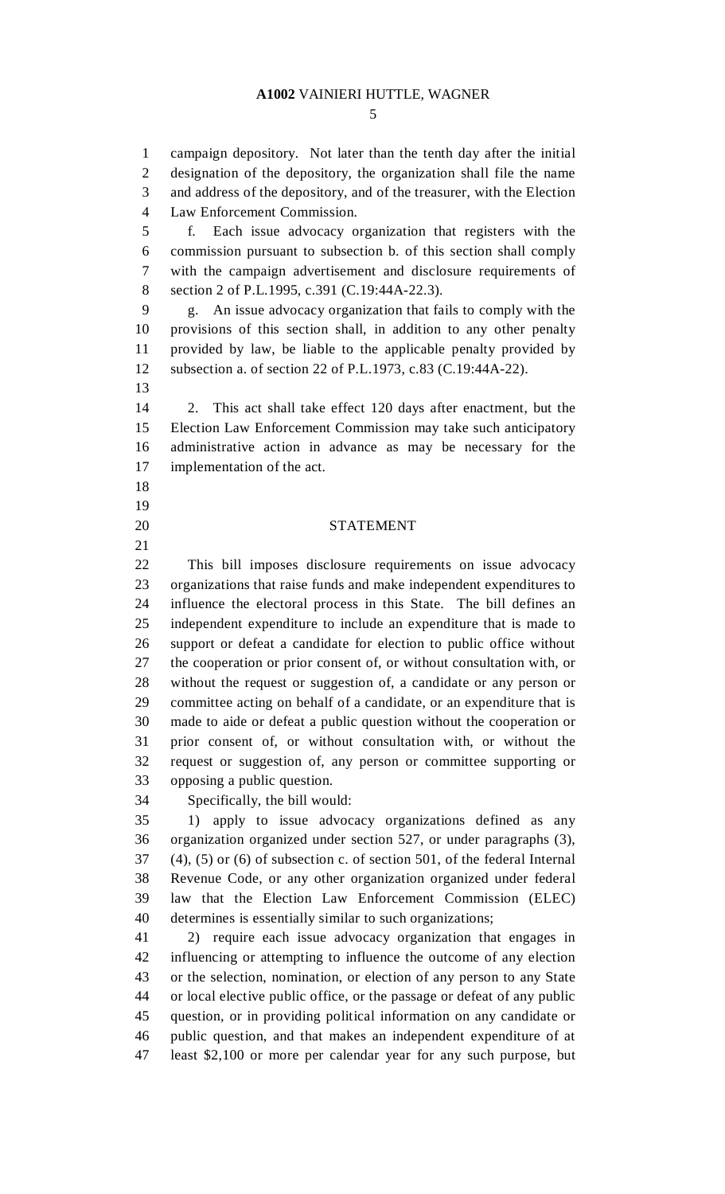campaign depository. Not later than the tenth day after the initial designation of the depository, the organization shall file the name and address of the depository, and of the treasurer, with the Election Law Enforcement Commission.

f. Each issue advocacy organization that registers with the commission pursuant to subsection b. of this section shall comply with the campaign advertisement and disclosure requirements of section 2 of P.L.1995, c.391 (C.19:44A-22.3).

g. An issue advocacy organization that fails to comply with the provisions of this section shall, in addition to any other penalty provided by law, be liable to the applicable penalty provided by subsection a. of section 22 of P.L.1973, c.83 (C.19:44A-22).

2. This act shall take effect 120 days after enactment, but the Election Law Enforcement Commission may take such anticipatory administrative action in advance as may be necessary for the implementation of the act.

## STATEMENT

This bill imposes disclosure requirements on issue advocacy organizations that raise funds and make independent expenditures to influence the electoral process in this State. The bill defines an independent expenditure to include an expenditure that is made to support or defeat a candidate for election to public office without the cooperation or prior consent of, or without consultation with, or without the request or suggestion of, a candidate or any person or committee acting on behalf of a candidate, or an expenditure that is made to aide or defeat a public question without the cooperation or prior consent of, or without consultation with, or without the request or suggestion of, any person or committee supporting or opposing a public question.

Specifically, the bill would:

1) apply to issue advocacy organizations defined as any organization organized under section 527, or under paragraphs (3), (4), (5) or (6) of subsection c. of section 501, of the federal Internal Revenue Code, or any other organization organized under federal law that the Election Law Enforcement Commission (ELEC) determines is essentially similar to such organizations;

2) require each issue advocacy organization that engages in influencing or attempting to influence the outcome of any election or the selection, nomination, or election of any person to any State or local elective public office, or the passage or defeat of any public question, or in providing political information on any candidate or public question, and that makes an independent expenditure of at least $2,100 or more per calendar year for any such purpose, but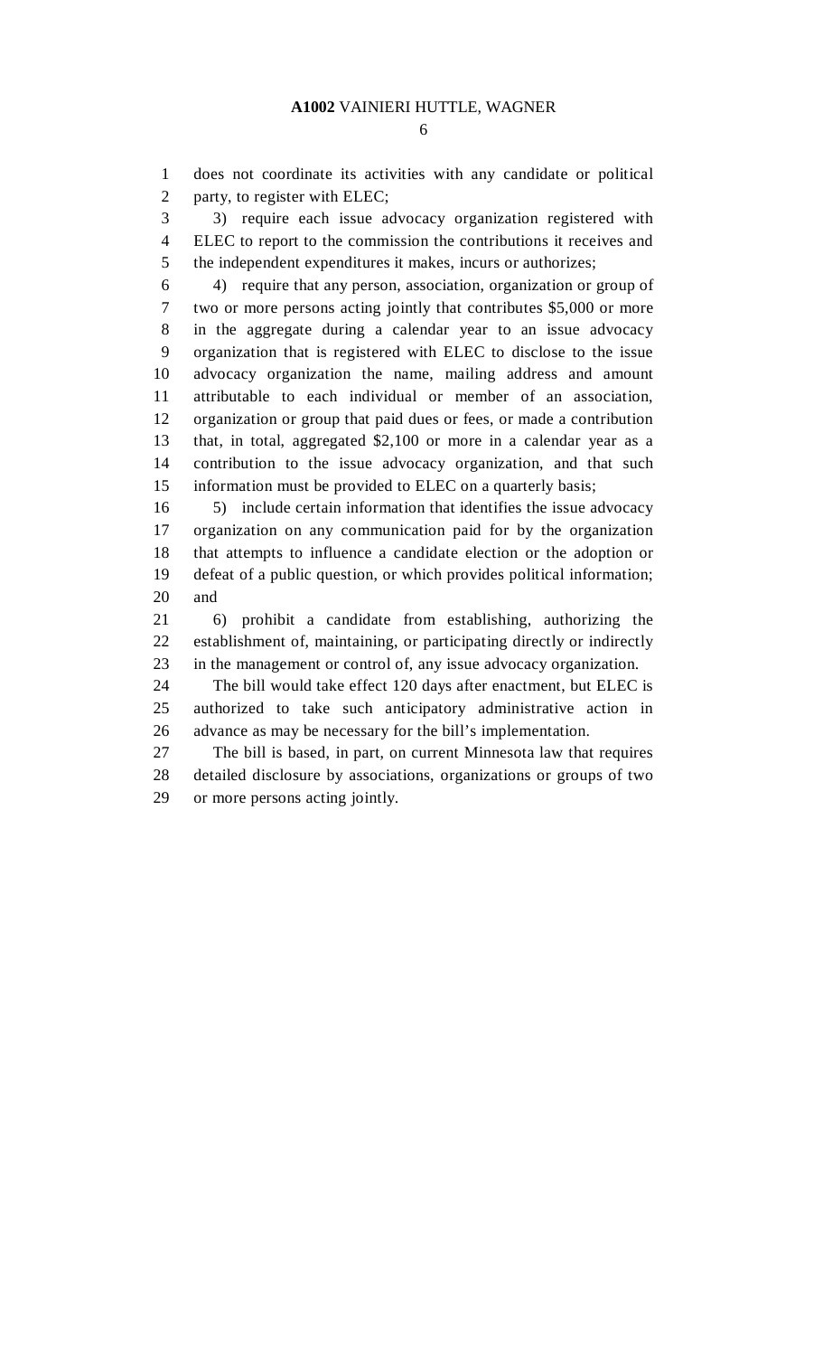does not coordinate its activities with any candidate or political party, to register with ELEC;

3) require each issue advocacy organization registered with ELEC to report to the commission the contributions it receives and the independent expenditures it makes, incurs or authorizes;

4) require that any person, association, organization or group of two or more persons acting jointly that contributes $5,000 or more in the aggregate during a calendar year to an issue advocacy organization that is registered with ELEC to disclose to the issue advocacy organization the name, mailing address and amount attributable to each individual or member of an association, organization or group that paid dues or fees, or made a contribution that, in total, aggregated $2,100 or more in a calendar year as a contribution to the issue advocacy organization, and that such information must be provided to ELEC on a quarterly basis;

5) include certain information that identifies the issue advocacy organization on any communication paid for by the organization that attempts to influence a candidate election or the adoption or defeat of a public question, or which provides political information; and

6) prohibit a candidate from establishing, authorizing the establishment of, maintaining, or participating directly or indirectly in the management or control of, any issue advocacy organization.

The bill would take effect 120 days after enactment, but ELEC is authorized to take such anticipatory administrative action in advance as may be necessary for the bill's implementation.

The bill is based, in part, on current Minnesota law that requires detailed disclosure by associations, organizations or groups of two or more persons acting jointly.